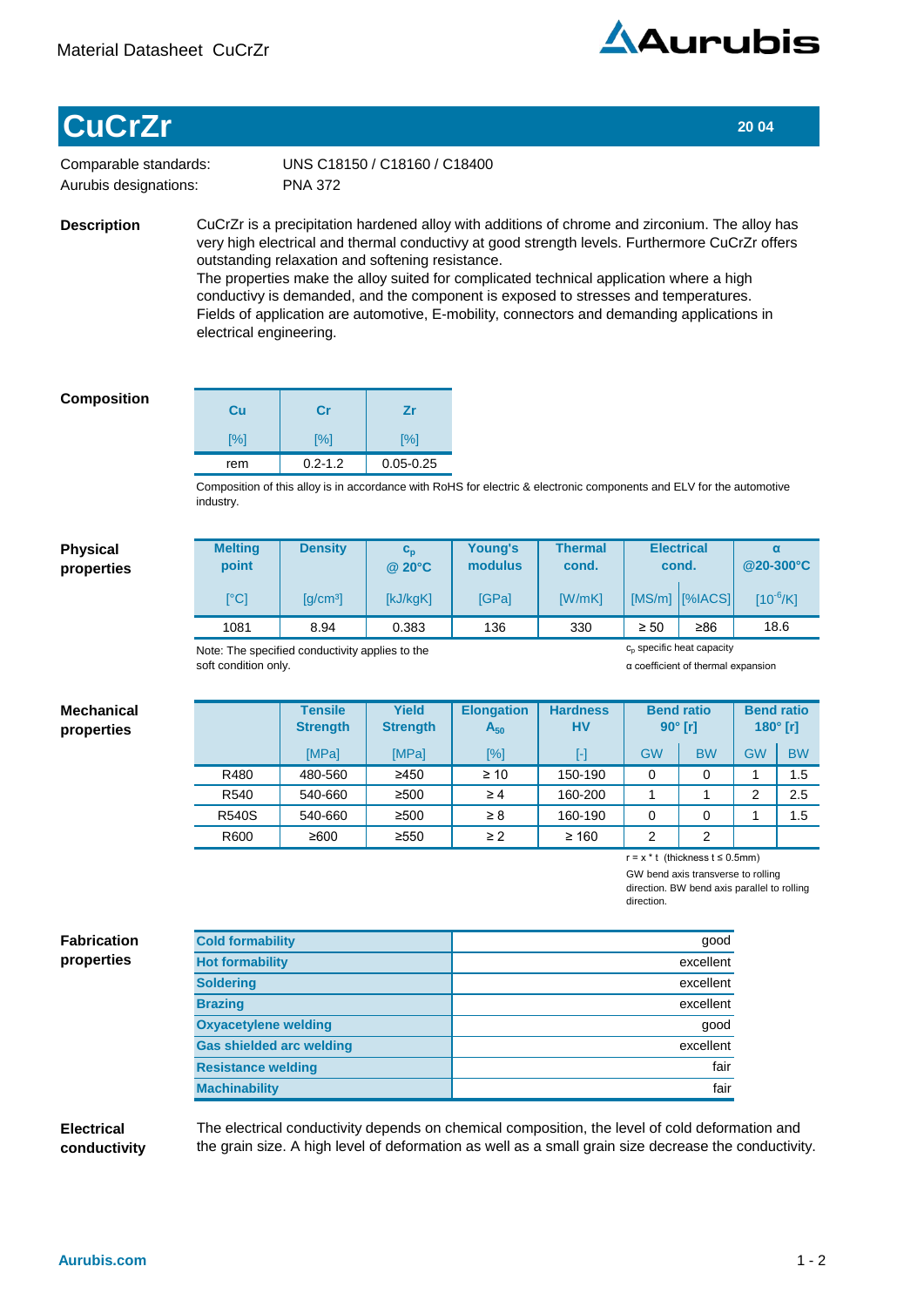Material Datasheet CuCrZr

# CuCrZr

**20 04**

Comparable standards: UNS C18150 / C18160 / C18400
Aurubis designations: PNA 372

## Description

CuCrZr is a precipitation hardened alloy with additions of chrome and zirconium. The alloy has very high electrical and thermal conductivy at good strength levels. Furthermore CuCrZr offers outstanding relaxation and softening resistance.
The properties make the alloy suited for complicated technical application where a high conductivy is demanded, and the component is exposed to stresses and temperatures.
Fields of application are automotive, E-mobility, connectors and demanding applications in electrical engineering.

## Composition

| Cu [%] | Cr [%] | Zr [%] |
|---|---|---|
| rem | 0.2-1.2 | 0.05-0.25 |

Composition of this alloy is in accordance with RoHS for electric & electronic components and ELV for the automotive industry.

## Physical properties

| Melting point | Density | $c_p$ @ 20°C | Young's modulus | Thermal cond. | Electrical cond. | | α @20-300°C |
|---|---|---|---|---|---|---|---|
| [°C] | [g/cm³] | [kJ/kgK] | [GPa] | [W/mK] | [MS/m] | [%IACS] | [$10^{-6}$/K] |
| 1081 | 8.94 | 0.383 | 136 | 330 | ≥ 50 | ≥86 | 18.6 |

Note: The specified conductivity applies to the soft condition only.

$c_p$ specific heat capacity
α coefficient of thermal expansion

## Mechanical properties

| | Tensile Strength | Yield Strength | Elongation $A_{50}$ | Hardness HV | Bend ratio 90° [r] | | Bend ratio 180° [r] | |
|---|---|---|---|---|---|---|---|---|
| | [MPa] | [MPa] | [%] | [-] | GW | BW | GW | BW |
| R480 | 480-560 | ≥450 | ≥ 10 | 150-190 | 0 | 0 | 1 | 1.5 |
| R540 | 540-660 | ≥500 | ≥ 4 | 160-200 | 1 | 1 | 2 | 2.5 |
| R540S | 540-660 | ≥500 | ≥ 8 | 160-190 | 0 | 0 | 1 | 1.5 |
| R600 | ≥600 | ≥550 | ≥ 2 | ≥ 160 | 2 | 2 | | |

r = x * t (thickness t ≤ 0.5mm)
GW bend axis transverse to rolling direction. BW bend axis parallel to rolling direction.

## Fabrication properties

| Property | Rating |
|---|---|
| Cold formability | good |
| Hot formability | excellent |
| Soldering | excellent |
| Brazing | excellent |
| Oxyacetylene welding | good |
| Gas shielded arc welding | excellent |
| Resistance welding | fair |
| Machinability | fair |

## Electrical conductivity

The electrical conductivity depends on chemical composition, the level of cold deformation and the grain size. A high level of deformation as well as a small grain size decrease the conductivity.

Aurubis.com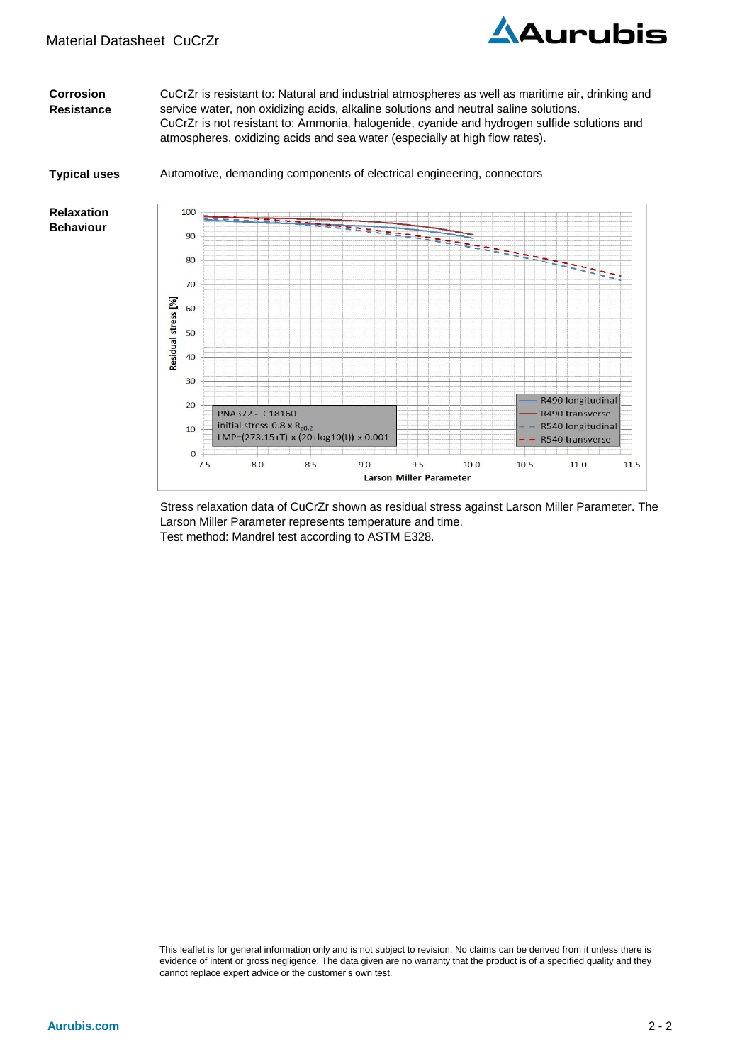**Corrosion Resistance**

CuCrZr is resistant to: Natural and industrial atmospheres as well as maritime air, drinking and service water, non oxidizing acids, alkaline solutions and neutral saline solutions.
CuCrZr is not resistant to: Ammonia, halogenide, cyanide and hydrogen sulfide solutions and atmospheres, oxidizing acids and sea water (especially at high flow rates).

**Typical uses**

Automotive, demanding components of electrical engineering, connectors

**Relaxation Behaviour**

Residual stress [%]

100
90
80
70
60
50
40
30
20
10
0

7.5
8.0
8.5
9.0
9.5
10.0
10.5
11.0
11.5

Larson Miller Parameter

PNA372 - C18160
initial stress 0.8 x $R_{p0.2}$
LMP=(273.15+T) x (20+log10(t)) x 0.001

R490 longitudinal
R490 transverse
R540 longitudinal
R540 transverse

Stress relaxation data of CuCrZr shown as residual stress against Larson Miller Parameter. The Larson Miller Parameter represents temperature and time.
Test method: Mandrel test according to ASTM E328.

This leaflet is for general information only and is not subject to revision. No claims can be derived from it unless there is evidence of intent or gross negligence. The data given are no warranty that the product is of a specified quality and they cannot replace expert advice or the customer's own test.